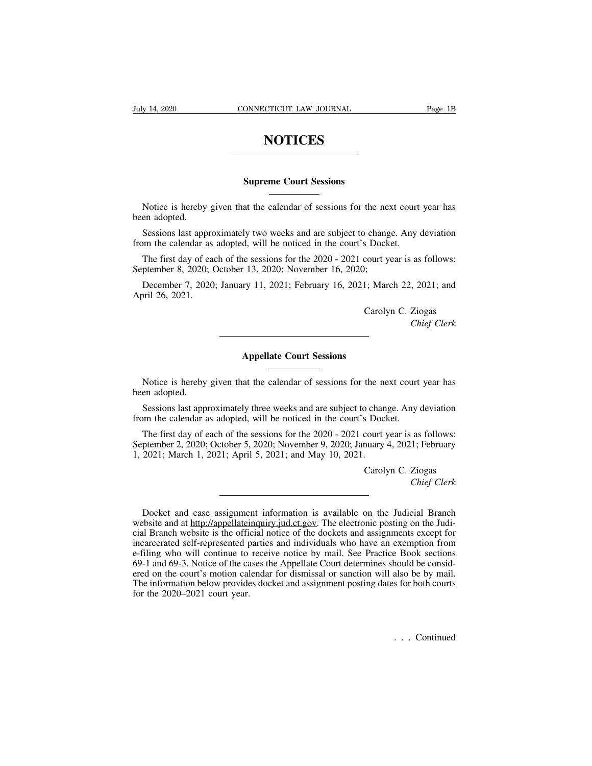# NOTICES

## Supreme Court Sessions

Notice is hereby given that the calendar of sessions for the next court year has been adopted.

Sessions last approximately two weeks and are subject to change. Any deviation from the calendar as adopted, will be noticed in the court's Docket.

The first day of each of the sessions for the 2020 - 2021 court year is as follows: September 8, 2020; October 13, 2020; November 16, 2020;

December 7, 2020; January 11, 2021; February 16, 2021; March 22, 2021; and April 26, 2021.

Carolyn C. Ziogas
*Chief Clerk*

---

## Appellate Court Sessions

Notice is hereby given that the calendar of sessions for the next court year has been adopted.

Sessions last approximately three weeks and are subject to change. Any deviation from the calendar as adopted, will be noticed in the court's Docket.

The first day of each of the sessions for the 2020 - 2021 court year is as follows: September 2, 2020; October 5, 2020; November 9, 2020; January 4, 2021; February 1, 2021; March 1, 2021; April 5, 2021; and May 10, 2021.

Carolyn C. Ziogas
*Chief Clerk*

---

Docket and case assignment information is available on the Judicial Branch website and at http://appellateinquiry.jud.ct.gov. The electronic posting on the Judicial Branch website is the official notice of the dockets and assignments except for incarcerated self-represented parties and individuals who have an exemption from e-filing who will continue to receive notice by mail. See Practice Book sections 69-1 and 69-3. Notice of the cases the Appellate Court determines should be considered on the court's motion calendar for dismissal or sanction will also be by mail. The information below provides docket and assignment posting dates for both courts for the 2020–2021 court year.

. . . Continued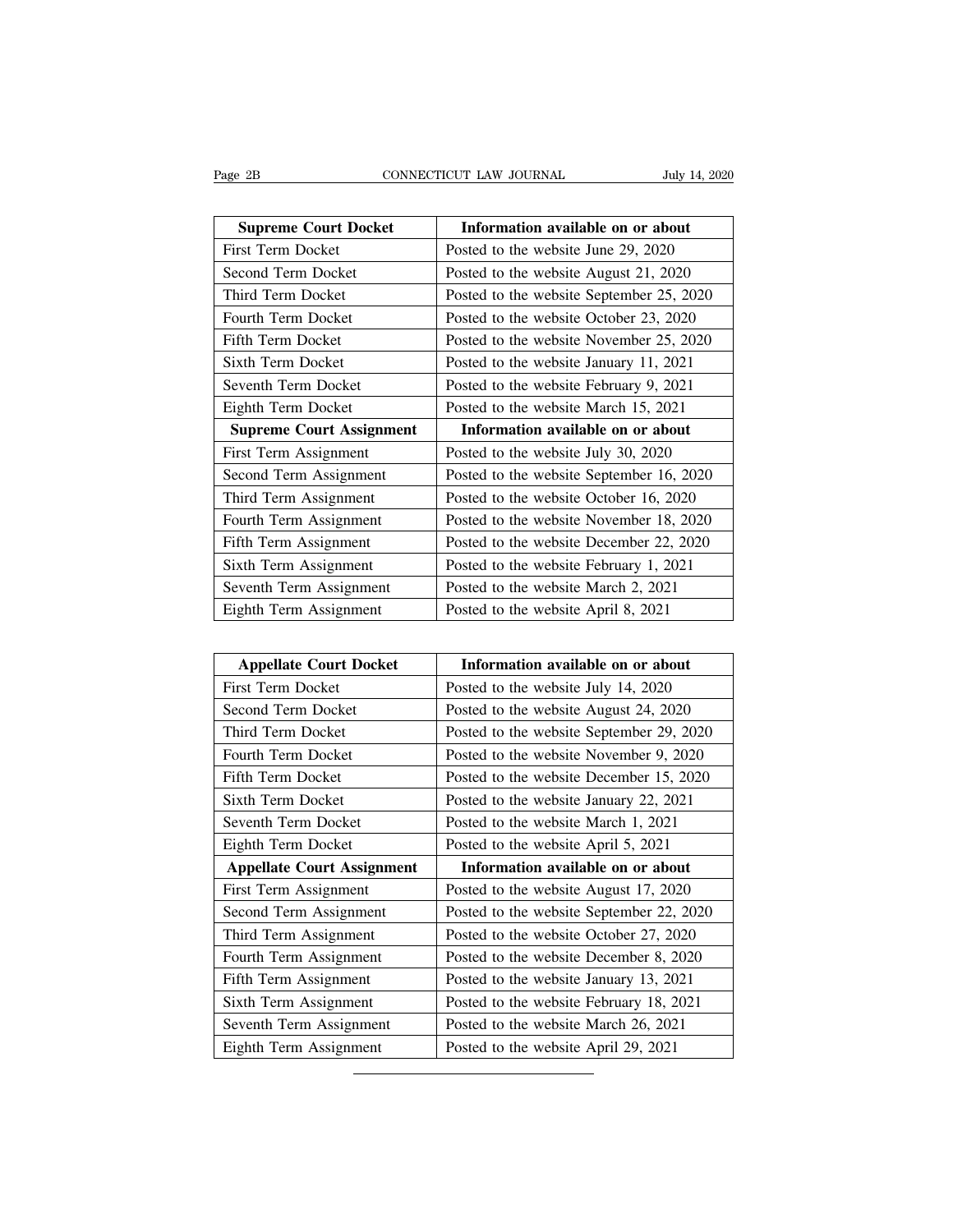| Supreme Court Docket | Information available on or about |
|---|---|
| First Term Docket | Posted to the website June 29, 2020 |
| Second Term Docket | Posted to the website August 21, 2020 |
| Third Term Docket | Posted to the website September 25, 2020 |
| Fourth Term Docket | Posted to the website October 23, 2020 |
| Fifth Term Docket | Posted to the website November 25, 2020 |
| Sixth Term Docket | Posted to the website January 11, 2021 |
| Seventh Term Docket | Posted to the website February 9, 2021 |
| Eighth Term Docket | Posted to the website March 15, 2021 |
| **Supreme Court Assignment** | **Information available on or about** |
| First Term Assignment | Posted to the website July 30, 2020 |
| Second Term Assignment | Posted to the website September 16, 2020 |
| Third Term Assignment | Posted to the website October 16, 2020 |
| Fourth Term Assignment | Posted to the website November 18, 2020 |
| Fifth Term Assignment | Posted to the website December 22, 2020 |
| Sixth Term Assignment | Posted to the website February 1, 2021 |
| Seventh Term Assignment | Posted to the website March 2, 2021 |
| Eighth Term Assignment | Posted to the website April 8, 2021 |

| Appellate Court Docket | Information available on or about |
|---|---|
| First Term Docket | Posted to the website July 14, 2020 |
| Second Term Docket | Posted to the website August 24, 2020 |
| Third Term Docket | Posted to the website September 29, 2020 |
| Fourth Term Docket | Posted to the website November 9, 2020 |
| Fifth Term Docket | Posted to the website December 15, 2020 |
| Sixth Term Docket | Posted to the website January 22, 2021 |
| Seventh Term Docket | Posted to the website March 1, 2021 |
| Eighth Term Docket | Posted to the website April 5, 2021 |
| **Appellate Court Assignment** | **Information available on or about** |
| First Term Assignment | Posted to the website August 17, 2020 |
| Second Term Assignment | Posted to the website September 22, 2020 |
| Third Term Assignment | Posted to the website October 27, 2020 |
| Fourth Term Assignment | Posted to the website December 8, 2020 |
| Fifth Term Assignment | Posted to the website January 13, 2021 |
| Sixth Term Assignment | Posted to the website February 18, 2021 |
| Seventh Term Assignment | Posted to the website March 26, 2021 |
| Eighth Term Assignment | Posted to the website April 29, 2021 |